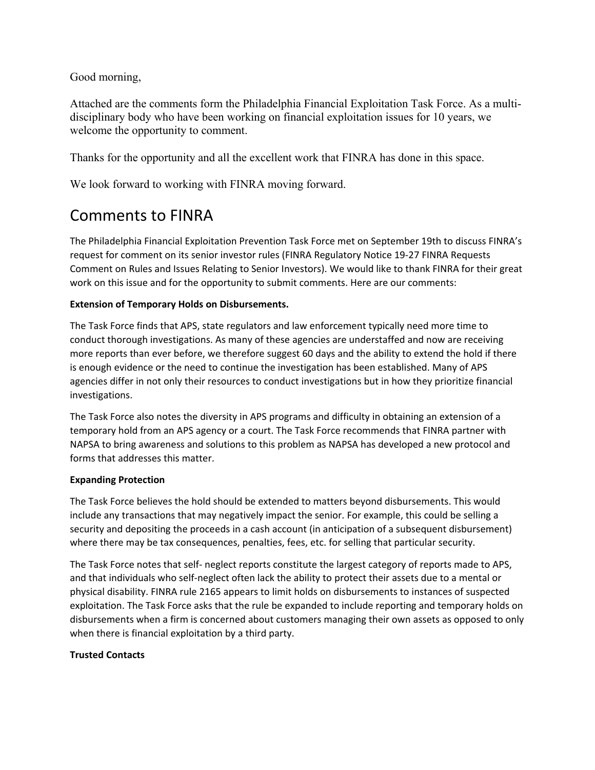Good morning,

Attached are the comments form the Philadelphia Financial Exploitation Task Force. As a multi-disciplinary body who have been working on financial exploitation issues for 10 years, we welcome the opportunity to comment.

Thanks for the opportunity and all the excellent work that FINRA has done in this space.

We look forward to working with FINRA moving forward.

# Comments to FINRA

The Philadelphia Financial Exploitation Prevention Task Force met on September 19th to discuss FINRA's request for comment on its senior investor rules (FINRA Regulatory Notice 19-27 FINRA Requests Comment on Rules and Issues Relating to Senior Investors). We would like to thank FINRA for their great work on this issue and for the opportunity to submit comments. Here are our comments:

**Extension of Temporary Holds on Disbursements.**

The Task Force finds that APS, state regulators and law enforcement typically need more time to conduct thorough investigations. As many of these agencies are understaffed and now are receiving more reports than ever before, we therefore suggest 60 days and the ability to extend the hold if there is enough evidence or the need to continue the investigation has been established. Many of APS agencies differ in not only their resources to conduct investigations but in how they prioritize financial investigations.

The Task Force also notes the diversity in APS programs and difficulty in obtaining an extension of a temporary hold from an APS agency or a court. The Task Force recommends that FINRA partner with NAPSA to bring awareness and solutions to this problem as NAPSA has developed a new protocol and forms that addresses this matter.

**Expanding Protection**

The Task Force believes the hold should be extended to matters beyond disbursements. This would include any transactions that may negatively impact the senior. For example, this could be selling a security and depositing the proceeds in a cash account (in anticipation of a subsequent disbursement) where there may be tax consequences, penalties, fees, etc. for selling that particular security.

The Task Force notes that self- neglect reports constitute the largest category of reports made to APS, and that individuals who self-neglect often lack the ability to protect their assets due to a mental or physical disability. FINRA rule 2165 appears to limit holds on disbursements to instances of suspected exploitation. The Task Force asks that the rule be expanded to include reporting and temporary holds on disbursements when a firm is concerned about customers managing their own assets as opposed to only when there is financial exploitation by a third party.

**Trusted Contacts**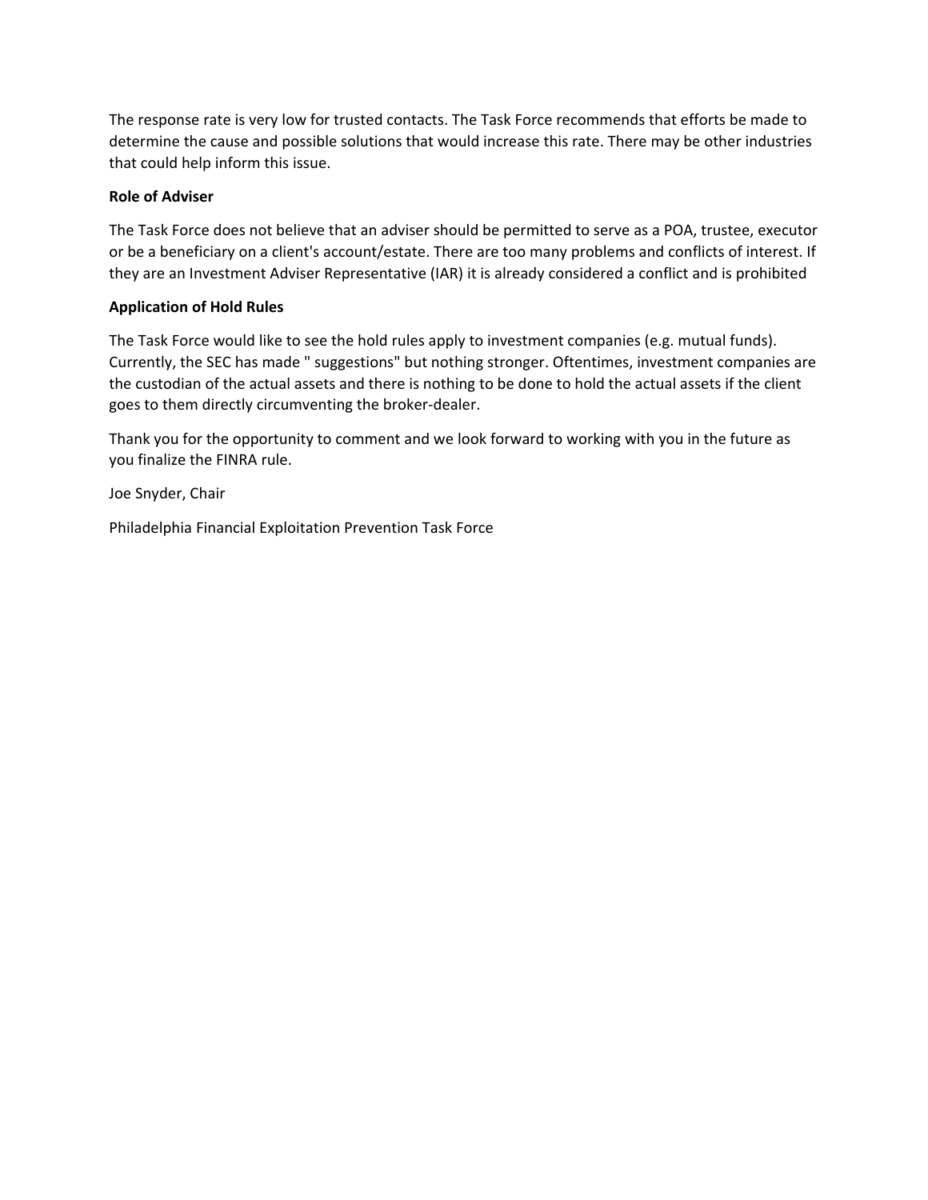The response rate is very low for trusted contacts. The Task Force recommends that efforts be made to determine the cause and possible solutions that would increase this rate. There may be other industries that could help inform this issue.

**Role of Adviser**

The Task Force does not believe that an adviser should be permitted to serve as a POA, trustee, executor or be a beneficiary on a client's account/estate. There are too many problems and conflicts of interest. If they are an Investment Adviser Representative (IAR) it is already considered a conflict and is prohibited

**Application of Hold Rules**

The Task Force would like to see the hold rules apply to investment companies (e.g. mutual funds). Currently, the SEC has made " suggestions" but nothing stronger. Oftentimes, investment companies are the custodian of the actual assets and there is nothing to be done to hold the actual assets if the client goes to them directly circumventing the broker-dealer.

Thank you for the opportunity to comment and we look forward to working with you in the future as you finalize the FINRA rule.

Joe Snyder, Chair

Philadelphia Financial Exploitation Prevention Task Force